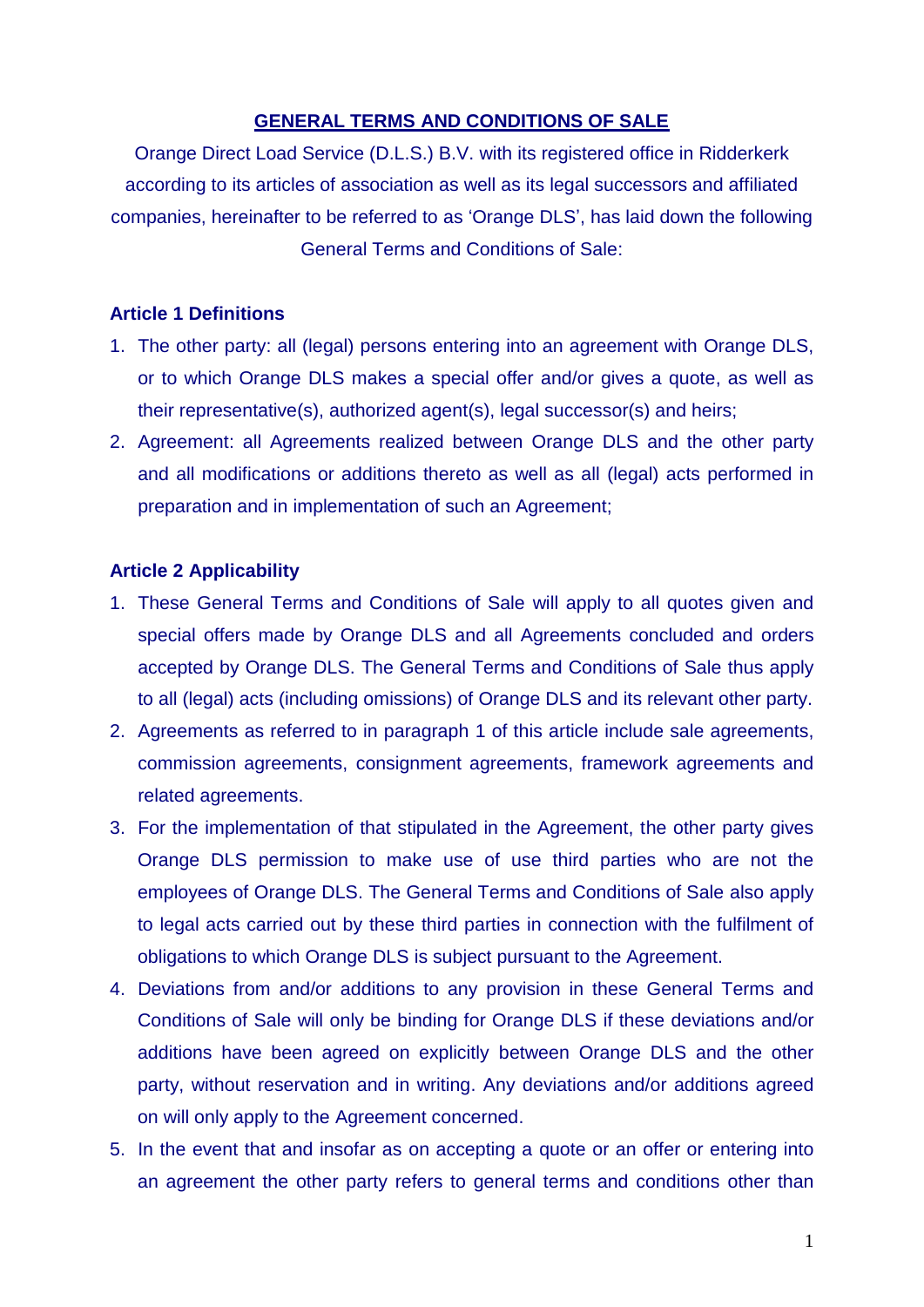# GENERAL TERMS AND CONDITIONS OF SALE

Orange Direct Load Service (D.L.S.) B.V. with its registered office in Ridderkerk according to its articles of association as well as its legal successors and affiliated companies, hereinafter to be referred to as 'Orange DLS', has laid down the following General Terms and Conditions of Sale:

## Article 1 Definitions

1. The other party: all (legal) persons entering into an agreement with Orange DLS, or to which Orange DLS makes a special offer and/or gives a quote, as well as their representative(s), authorized agent(s), legal successor(s) and heirs;
2. Agreement: all Agreements realized between Orange DLS and the other party and all modifications or additions thereto as well as all (legal) acts performed in preparation and in implementation of such an Agreement;

## Article 2 Applicability

1. These General Terms and Conditions of Sale will apply to all quotes given and special offers made by Orange DLS and all Agreements concluded and orders accepted by Orange DLS. The General Terms and Conditions of Sale thus apply to all (legal) acts (including omissions) of Orange DLS and its relevant other party.
2. Agreements as referred to in paragraph 1 of this article include sale agreements, commission agreements, consignment agreements, framework agreements and related agreements.
3. For the implementation of that stipulated in the Agreement, the other party gives Orange DLS permission to make use of use third parties who are not the employees of Orange DLS. The General Terms and Conditions of Sale also apply to legal acts carried out by these third parties in connection with the fulfilment of obligations to which Orange DLS is subject pursuant to the Agreement.
4. Deviations from and/or additions to any provision in these General Terms and Conditions of Sale will only be binding for Orange DLS if these deviations and/or additions have been agreed on explicitly between Orange DLS and the other party, without reservation and in writing. Any deviations and/or additions agreed on will only apply to the Agreement concerned.
5. In the event that and insofar as on accepting a quote or an offer or entering into an agreement the other party refers to general terms and conditions other than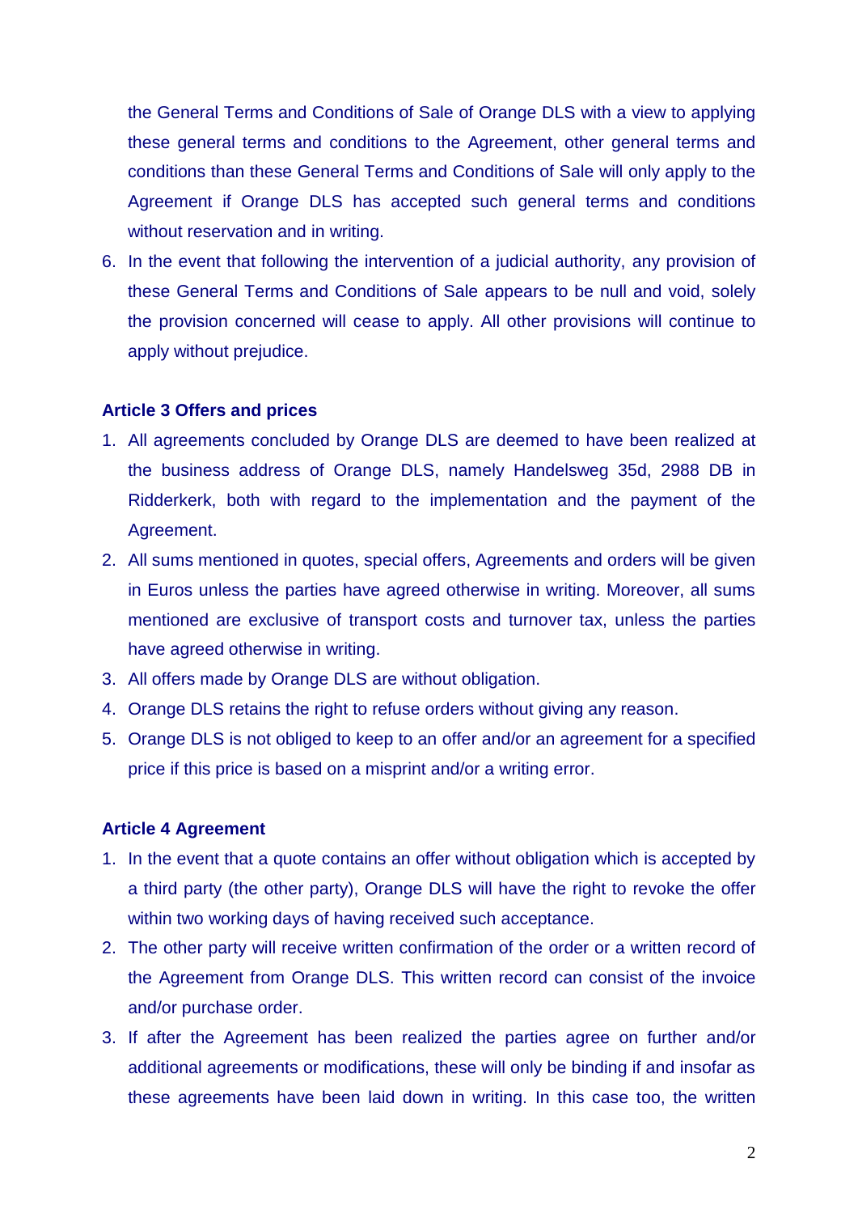the General Terms and Conditions of Sale of Orange DLS with a view to applying these general terms and conditions to the Agreement, other general terms and conditions than these General Terms and Conditions of Sale will only apply to the Agreement if Orange DLS has accepted such general terms and conditions without reservation and in writing.

6. In the event that following the intervention of a judicial authority, any provision of these General Terms and Conditions of Sale appears to be null and void, solely the provision concerned will cease to apply. All other provisions will continue to apply without prejudice.

**Article 3 Offers and prices**

1. All agreements concluded by Orange DLS are deemed to have been realized at the business address of Orange DLS, namely Handelsweg 35d, 2988 DB in Ridderkerk, both with regard to the implementation and the payment of the Agreement.
2. All sums mentioned in quotes, special offers, Agreements and orders will be given in Euros unless the parties have agreed otherwise in writing. Moreover, all sums mentioned are exclusive of transport costs and turnover tax, unless the parties have agreed otherwise in writing.
3. All offers made by Orange DLS are without obligation.
4. Orange DLS retains the right to refuse orders without giving any reason.
5. Orange DLS is not obliged to keep to an offer and/or an agreement for a specified price if this price is based on a misprint and/or a writing error.

**Article 4 Agreement**

1. In the event that a quote contains an offer without obligation which is accepted by a third party (the other party), Orange DLS will have the right to revoke the offer within two working days of having received such acceptance.
2. The other party will receive written confirmation of the order or a written record of the Agreement from Orange DLS. This written record can consist of the invoice and/or purchase order.
3. If after the Agreement has been realized the parties agree on further and/or additional agreements or modifications, these will only be binding if and insofar as these agreements have been laid down in writing. In this case too, the written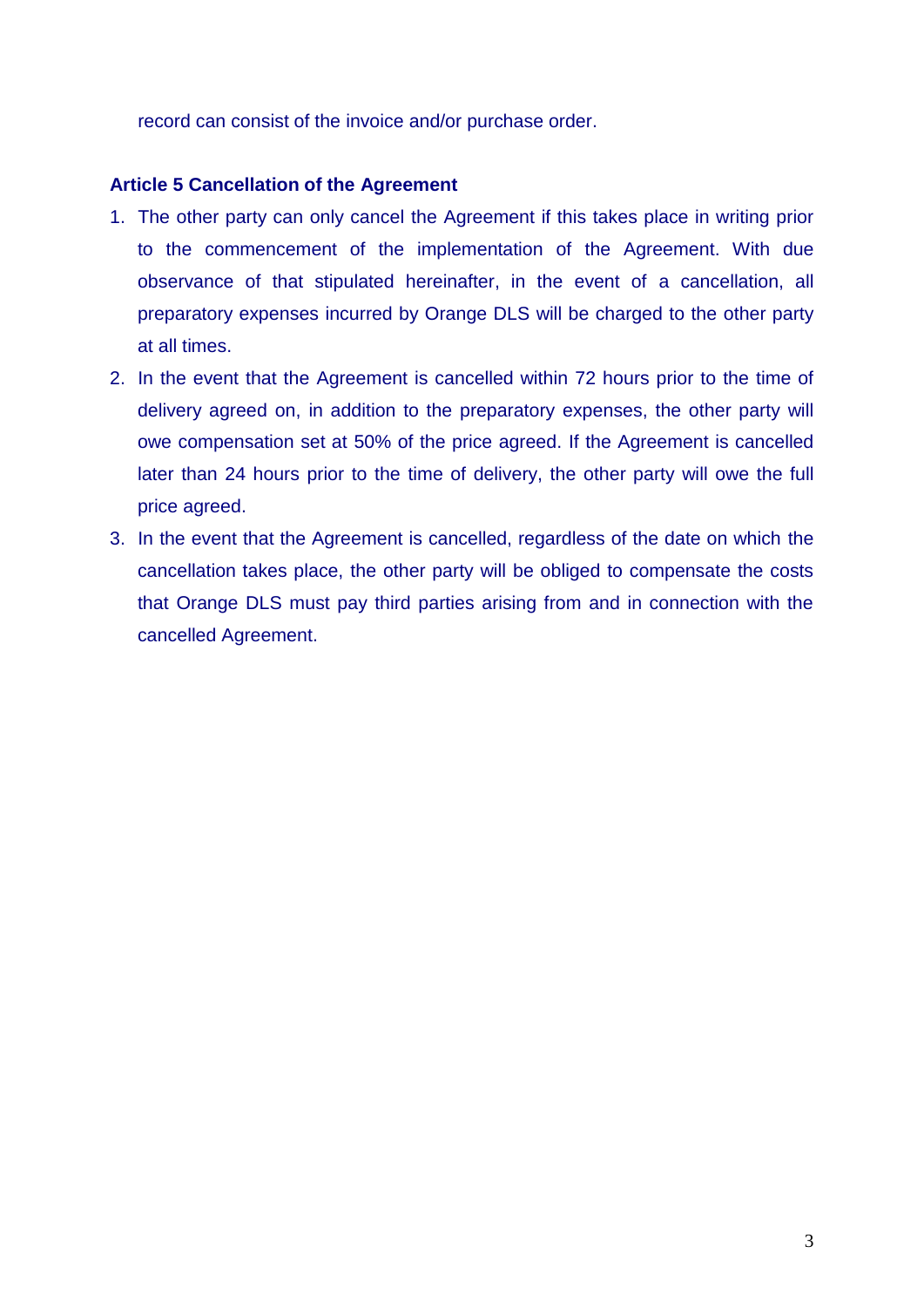record can consist of the invoice and/or purchase order.

**Article 5 Cancellation of the Agreement**

1. The other party can only cancel the Agreement if this takes place in writing prior to the commencement of the implementation of the Agreement. With due observance of that stipulated hereinafter, in the event of a cancellation, all preparatory expenses incurred by Orange DLS will be charged to the other party at all times.
2. In the event that the Agreement is cancelled within 72 hours prior to the time of delivery agreed on, in addition to the preparatory expenses, the other party will owe compensation set at 50% of the price agreed. If the Agreement is cancelled later than 24 hours prior to the time of delivery, the other party will owe the full price agreed.
3. In the event that the Agreement is cancelled, regardless of the date on which the cancellation takes place, the other party will be obliged to compensate the costs that Orange DLS must pay third parties arising from and in connection with the cancelled Agreement.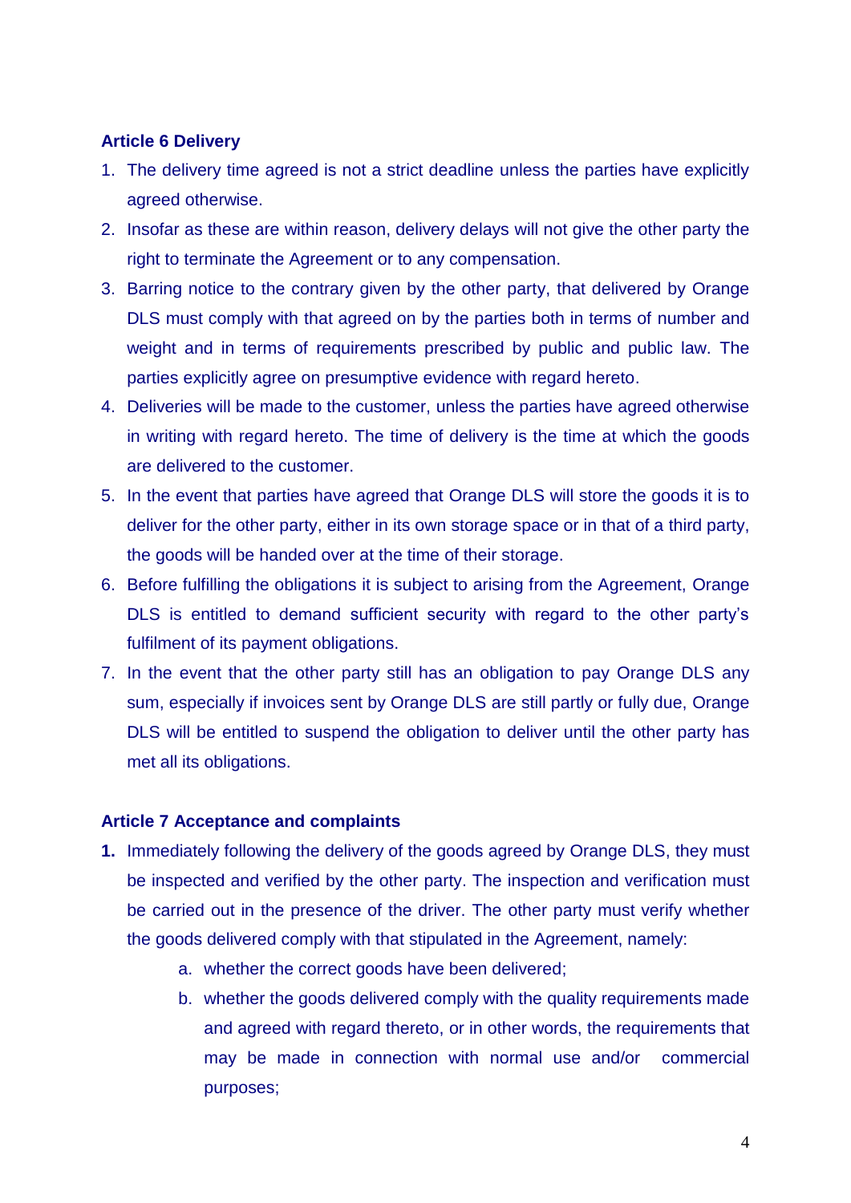**Article 6 Delivery**

1. The delivery time agreed is not a strict deadline unless the parties have explicitly agreed otherwise.
2. Insofar as these are within reason, delivery delays will not give the other party the right to terminate the Agreement or to any compensation.
3. Barring notice to the contrary given by the other party, that delivered by Orange DLS must comply with that agreed on by the parties both in terms of number and weight and in terms of requirements prescribed by public and public law. The parties explicitly agree on presumptive evidence with regard hereto.
4. Deliveries will be made to the customer, unless the parties have agreed otherwise in writing with regard hereto. The time of delivery is the time at which the goods are delivered to the customer.
5. In the event that parties have agreed that Orange DLS will store the goods it is to deliver for the other party, either in its own storage space or in that of a third party, the goods will be handed over at the time of their storage.
6. Before fulfilling the obligations it is subject to arising from the Agreement, Orange DLS is entitled to demand sufficient security with regard to the other party's fulfilment of its payment obligations.
7. In the event that the other party still has an obligation to pay Orange DLS any sum, especially if invoices sent by Orange DLS are still partly or fully due, Orange DLS will be entitled to suspend the obligation to deliver until the other party has met all its obligations.

**Article 7 Acceptance and complaints**

1. Immediately following the delivery of the goods agreed by Orange DLS, they must be inspected and verified by the other party. The inspection and verification must be carried out in the presence of the driver. The other party must verify whether the goods delivered comply with that stipulated in the Agreement, namely:
    a. whether the correct goods have been delivered;
    b. whether the goods delivered comply with the quality requirements made and agreed with regard thereto, or in other words, the requirements that may be made in connection with normal use and/or commercial purposes;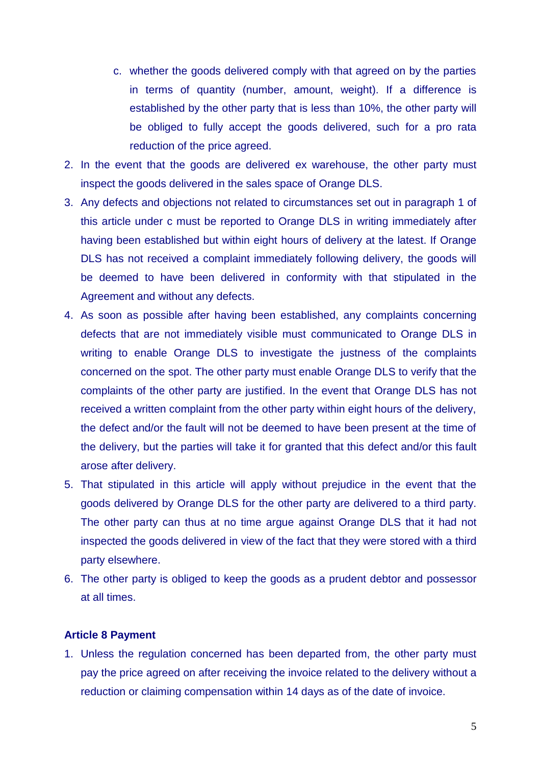c. whether the goods delivered comply with that agreed on by the parties in terms of quantity (number, amount, weight). If a difference is established by the other party that is less than 10%, the other party will be obliged to fully accept the goods delivered, such for a pro rata reduction of the price agreed.

2. In the event that the goods are delivered ex warehouse, the other party must inspect the goods delivered in the sales space of Orange DLS.
3. Any defects and objections not related to circumstances set out in paragraph 1 of this article under c must be reported to Orange DLS in writing immediately after having been established but within eight hours of delivery at the latest. If Orange DLS has not received a complaint immediately following delivery, the goods will be deemed to have been delivered in conformity with that stipulated in the Agreement and without any defects.
4. As soon as possible after having been established, any complaints concerning defects that are not immediately visible must communicated to Orange DLS in writing to enable Orange DLS to investigate the justness of the complaints concerned on the spot. The other party must enable Orange DLS to verify that the complaints of the other party are justified. In the event that Orange DLS has not received a written complaint from the other party within eight hours of the delivery, the defect and/or the fault will not be deemed to have been present at the time of the delivery, but the parties will take it for granted that this defect and/or this fault arose after delivery.
5. That stipulated in this article will apply without prejudice in the event that the goods delivered by Orange DLS for the other party are delivered to a third party. The other party can thus at no time argue against Orange DLS that it had not inspected the goods delivered in view of the fact that they were stored with a third party elsewhere.
6. The other party is obliged to keep the goods as a prudent debtor and possessor at all times.

### Article 8 Payment

1. Unless the regulation concerned has been departed from, the other party must pay the price agreed on after receiving the invoice related to the delivery without a reduction or claiming compensation within 14 days as of the date of invoice.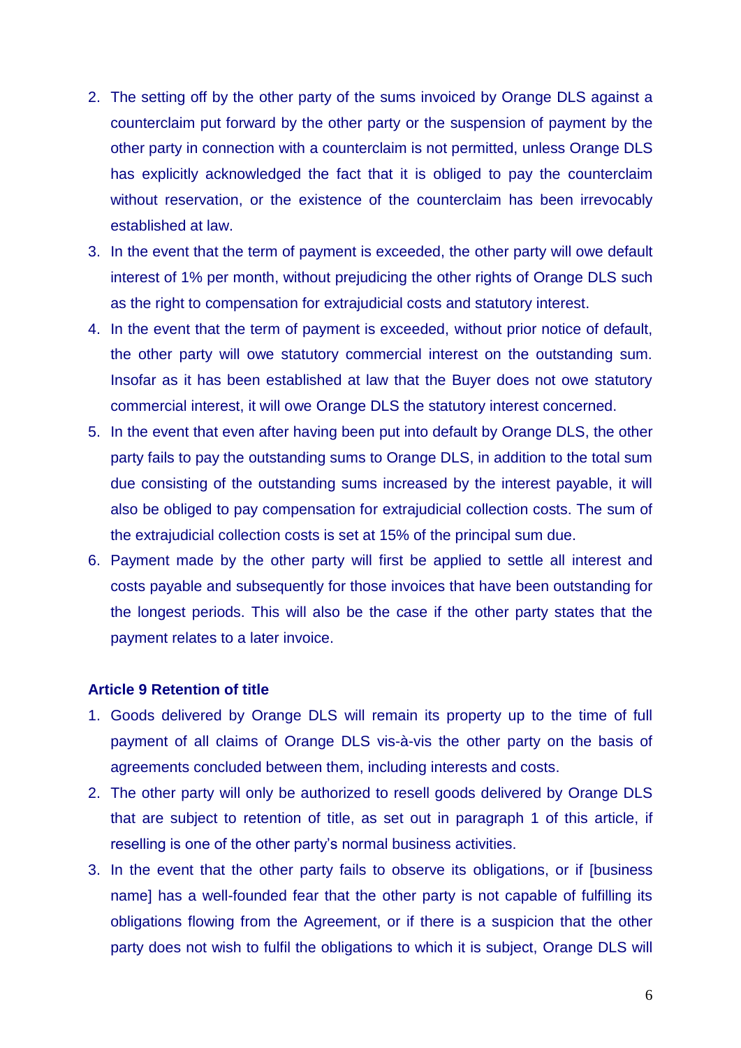2. The setting off by the other party of the sums invoiced by Orange DLS against a counterclaim put forward by the other party or the suspension of payment by the other party in connection with a counterclaim is not permitted, unless Orange DLS has explicitly acknowledged the fact that it is obliged to pay the counterclaim without reservation, or the existence of the counterclaim has been irrevocably established at law.
3. In the event that the term of payment is exceeded, the other party will owe default interest of 1% per month, without prejudicing the other rights of Orange DLS such as the right to compensation for extrajudicial costs and statutory interest.
4. In the event that the term of payment is exceeded, without prior notice of default, the other party will owe statutory commercial interest on the outstanding sum. Insofar as it has been established at law that the Buyer does not owe statutory commercial interest, it will owe Orange DLS the statutory interest concerned.
5. In the event that even after having been put into default by Orange DLS, the other party fails to pay the outstanding sums to Orange DLS, in addition to the total sum due consisting of the outstanding sums increased by the interest payable, it will also be obliged to pay compensation for extrajudicial collection costs. The sum of the extrajudicial collection costs is set at 15% of the principal sum due.
6. Payment made by the other party will first be applied to settle all interest and costs payable and subsequently for those invoices that have been outstanding for the longest periods. This will also be the case if the other party states that the payment relates to a later invoice.

**Article 9 Retention of title**

1. Goods delivered by Orange DLS will remain its property up to the time of full payment of all claims of Orange DLS vis-à-vis the other party on the basis of agreements concluded between them, including interests and costs.
2. The other party will only be authorized to resell goods delivered by Orange DLS that are subject to retention of title, as set out in paragraph 1 of this article, if reselling is one of the other party's normal business activities.
3. In the event that the other party fails to observe its obligations, or if [business name] has a well-founded fear that the other party is not capable of fulfilling its obligations flowing from the Agreement, or if there is a suspicion that the other party does not wish to fulfil the obligations to which it is subject, Orange DLS will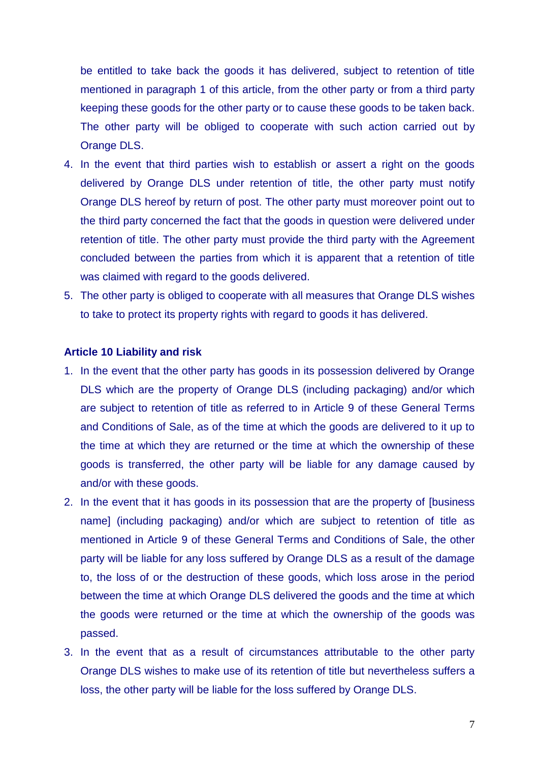be entitled to take back the goods it has delivered, subject to retention of title mentioned in paragraph 1 of this article, from the other party or from a third party keeping these goods for the other party or to cause these goods to be taken back. The other party will be obliged to cooperate with such action carried out by Orange DLS.

4. In the event that third parties wish to establish or assert a right on the goods delivered by Orange DLS under retention of title, the other party must notify Orange DLS hereof by return of post. The other party must moreover point out to the third party concerned the fact that the goods in question were delivered under retention of title. The other party must provide the third party with the Agreement concluded between the parties from which it is apparent that a retention of title was claimed with regard to the goods delivered.
5. The other party is obliged to cooperate with all measures that Orange DLS wishes to take to protect its property rights with regard to goods it has delivered.

**Article 10 Liability and risk**

1. In the event that the other party has goods in its possession delivered by Orange DLS which are the property of Orange DLS (including packaging) and/or which are subject to retention of title as referred to in Article 9 of these General Terms and Conditions of Sale, as of the time at which the goods are delivered to it up to the time at which they are returned or the time at which the ownership of these goods is transferred, the other party will be liable for any damage caused by and/or with these goods.
2. In the event that it has goods in its possession that are the property of [business name] (including packaging) and/or which are subject to retention of title as mentioned in Article 9 of these General Terms and Conditions of Sale, the other party will be liable for any loss suffered by Orange DLS as a result of the damage to, the loss of or the destruction of these goods, which loss arose in the period between the time at which Orange DLS delivered the goods and the time at which the goods were returned or the time at which the ownership of the goods was passed.
3. In the event that as a result of circumstances attributable to the other party Orange DLS wishes to make use of its retention of title but nevertheless suffers a loss, the other party will be liable for the loss suffered by Orange DLS.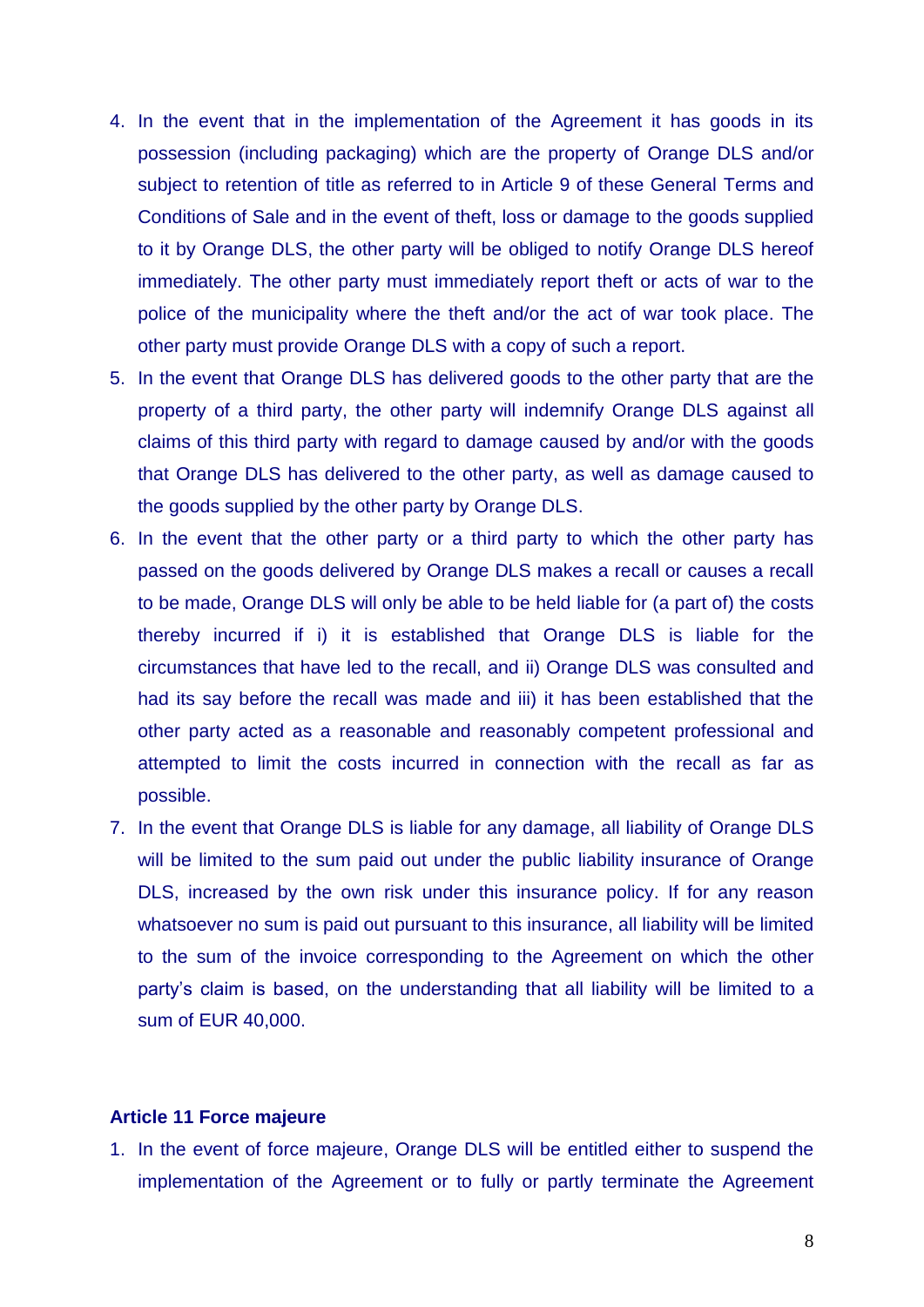4. In the event that in the implementation of the Agreement it has goods in its possession (including packaging) which are the property of Orange DLS and/or subject to retention of title as referred to in Article 9 of these General Terms and Conditions of Sale and in the event of theft, loss or damage to the goods supplied to it by Orange DLS, the other party will be obliged to notify Orange DLS hereof immediately. The other party must immediately report theft or acts of war to the police of the municipality where the theft and/or the act of war took place. The other party must provide Orange DLS with a copy of such a report.
5. In the event that Orange DLS has delivered goods to the other party that are the property of a third party, the other party will indemnify Orange DLS against all claims of this third party with regard to damage caused by and/or with the goods that Orange DLS has delivered to the other party, as well as damage caused to the goods supplied by the other party by Orange DLS.
6. In the event that the other party or a third party to which the other party has passed on the goods delivered by Orange DLS makes a recall or causes a recall to be made, Orange DLS will only be able to be held liable for (a part of) the costs thereby incurred if i) it is established that Orange DLS is liable for the circumstances that have led to the recall, and ii) Orange DLS was consulted and had its say before the recall was made and iii) it has been established that the other party acted as a reasonable and reasonably competent professional and attempted to limit the costs incurred in connection with the recall as far as possible.
7. In the event that Orange DLS is liable for any damage, all liability of Orange DLS will be limited to the sum paid out under the public liability insurance of Orange DLS, increased by the own risk under this insurance policy. If for any reason whatsoever no sum is paid out pursuant to this insurance, all liability will be limited to the sum of the invoice corresponding to the Agreement on which the other party's claim is based, on the understanding that all liability will be limited to a sum of EUR 40,000.

### Article 11 Force majeure

1. In the event of force majeure, Orange DLS will be entitled either to suspend the implementation of the Agreement or to fully or partly terminate the Agreement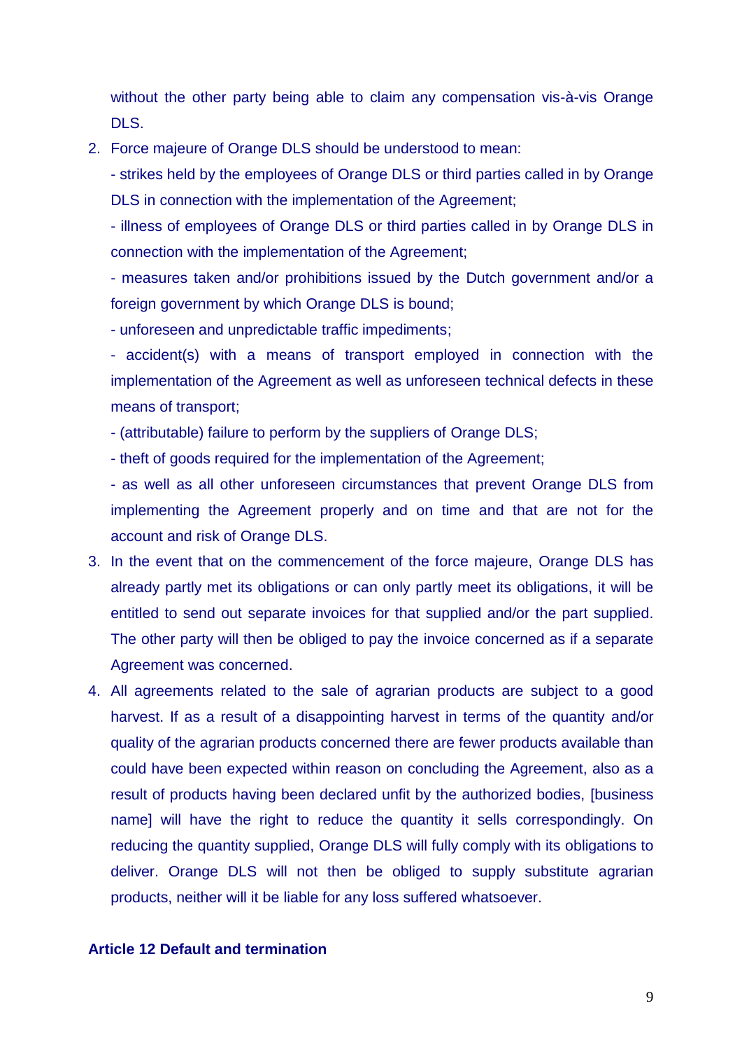without the other party being able to claim any compensation vis-à-vis Orange DLS.

2. Force majeure of Orange DLS should be understood to mean:

   - strikes held by the employees of Orange DLS or third parties called in by Orange DLS in connection with the implementation of the Agreement;

   - illness of employees of Orange DLS or third parties called in by Orange DLS in connection with the implementation of the Agreement;

   - measures taken and/or prohibitions issued by the Dutch government and/or a foreign government by which Orange DLS is bound;

   - unforeseen and unpredictable traffic impediments;

   - accident(s) with a means of transport employed in connection with the implementation of the Agreement as well as unforeseen technical defects in these means of transport;

   - (attributable) failure to perform by the suppliers of Orange DLS;

   - theft of goods required for the implementation of the Agreement;

   - as well as all other unforeseen circumstances that prevent Orange DLS from implementing the Agreement properly and on time and that are not for the account and risk of Orange DLS.

3. In the event that on the commencement of the force majeure, Orange DLS has already partly met its obligations or can only partly meet its obligations, it will be entitled to send out separate invoices for that supplied and/or the part supplied. The other party will then be obliged to pay the invoice concerned as if a separate Agreement was concerned.

4. All agreements related to the sale of agrarian products are subject to a good harvest. If as a result of a disappointing harvest in terms of the quantity and/or quality of the agrarian products concerned there are fewer products available than could have been expected within reason on concluding the Agreement, also as a result of products having been declared unfit by the authorized bodies, [business name] will have the right to reduce the quantity it sells correspondingly. On reducing the quantity supplied, Orange DLS will fully comply with its obligations to deliver. Orange DLS will not then be obliged to supply substitute agrarian products, neither will it be liable for any loss suffered whatsoever.

**Article 12 Default and termination**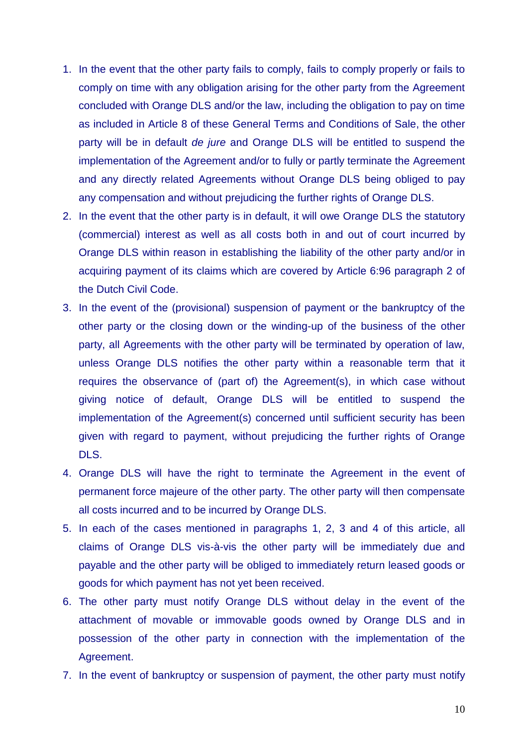1. In the event that the other party fails to comply, fails to comply properly or fails to comply on time with any obligation arising for the other party from the Agreement concluded with Orange DLS and/or the law, including the obligation to pay on time as included in Article 8 of these General Terms and Conditions of Sale, the other party will be in default *de jure* and Orange DLS will be entitled to suspend the implementation of the Agreement and/or to fully or partly terminate the Agreement and any directly related Agreements without Orange DLS being obliged to pay any compensation and without prejudicing the further rights of Orange DLS.
2. In the event that the other party is in default, it will owe Orange DLS the statutory (commercial) interest as well as all costs both in and out of court incurred by Orange DLS within reason in establishing the liability of the other party and/or in acquiring payment of its claims which are covered by Article 6:96 paragraph 2 of the Dutch Civil Code.
3. In the event of the (provisional) suspension of payment or the bankruptcy of the other party or the closing down or the winding-up of the business of the other party, all Agreements with the other party will be terminated by operation of law, unless Orange DLS notifies the other party within a reasonable term that it requires the observance of (part of) the Agreement(s), in which case without giving notice of default, Orange DLS will be entitled to suspend the implementation of the Agreement(s) concerned until sufficient security has been given with regard to payment, without prejudicing the further rights of Orange DLS.
4. Orange DLS will have the right to terminate the Agreement in the event of permanent force majeure of the other party. The other party will then compensate all costs incurred and to be incurred by Orange DLS.
5. In each of the cases mentioned in paragraphs 1, 2, 3 and 4 of this article, all claims of Orange DLS vis-à-vis the other party will be immediately due and payable and the other party will be obliged to immediately return leased goods or goods for which payment has not yet been received.
6. The other party must notify Orange DLS without delay in the event of the attachment of movable or immovable goods owned by Orange DLS and in possession of the other party in connection with the implementation of the Agreement.
7. In the event of bankruptcy or suspension of payment, the other party must notify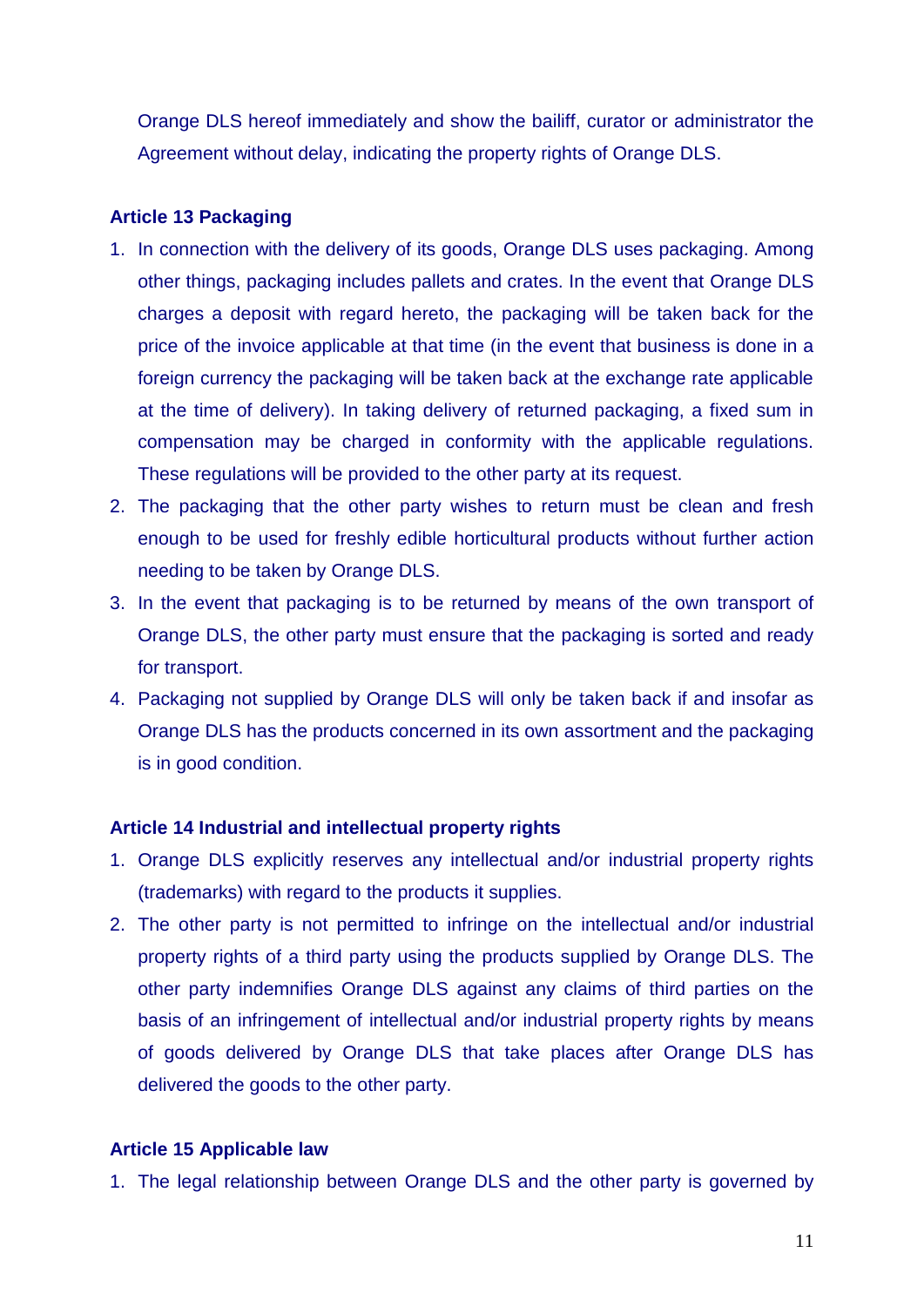Orange DLS hereof immediately and show the bailiff, curator or administrator the Agreement without delay, indicating the property rights of Orange DLS.

**Article 13 Packaging**

1. In connection with the delivery of its goods, Orange DLS uses packaging. Among other things, packaging includes pallets and crates. In the event that Orange DLS charges a deposit with regard hereto, the packaging will be taken back for the price of the invoice applicable at that time (in the event that business is done in a foreign currency the packaging will be taken back at the exchange rate applicable at the time of delivery). In taking delivery of returned packaging, a fixed sum in compensation may be charged in conformity with the applicable regulations. These regulations will be provided to the other party at its request.
2. The packaging that the other party wishes to return must be clean and fresh enough to be used for freshly edible horticultural products without further action needing to be taken by Orange DLS.
3. In the event that packaging is to be returned by means of the own transport of Orange DLS, the other party must ensure that the packaging is sorted and ready for transport.
4. Packaging not supplied by Orange DLS will only be taken back if and insofar as Orange DLS has the products concerned in its own assortment and the packaging is in good condition.

**Article 14 Industrial and intellectual property rights**

1. Orange DLS explicitly reserves any intellectual and/or industrial property rights (trademarks) with regard to the products it supplies.
2. The other party is not permitted to infringe on the intellectual and/or industrial property rights of a third party using the products supplied by Orange DLS. The other party indemnifies Orange DLS against any claims of third parties on the basis of an infringement of intellectual and/or industrial property rights by means of goods delivered by Orange DLS that take places after Orange DLS has delivered the goods to the other party.

**Article 15 Applicable law**

1. The legal relationship between Orange DLS and the other party is governed by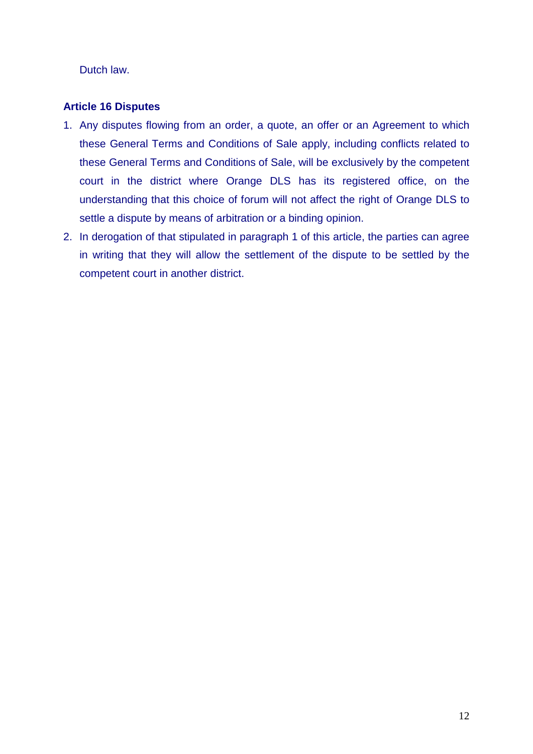Dutch law.

**Article 16 Disputes**

1. Any disputes flowing from an order, a quote, an offer or an Agreement to which these General Terms and Conditions of Sale apply, including conflicts related to these General Terms and Conditions of Sale, will be exclusively by the competent court in the district where Orange DLS has its registered office, on the understanding that this choice of forum will not affect the right of Orange DLS to settle a dispute by means of arbitration or a binding opinion.
2. In derogation of that stipulated in paragraph 1 of this article, the parties can agree in writing that they will allow the settlement of the dispute to be settled by the competent court in another district.